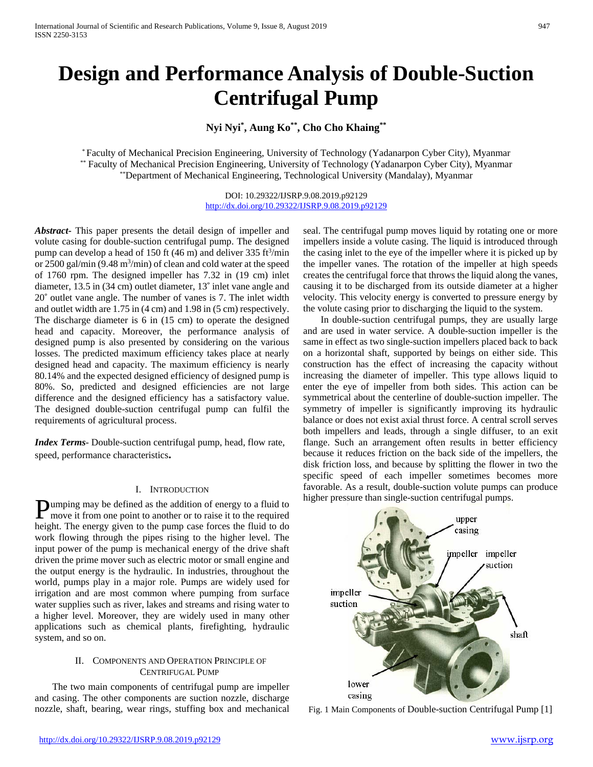# Design and Performance Analysis of Double-Suction Centrifugal Pump

**Nyi Nyi[*], Aung Ko[**], Cho Cho Khaing[**]**

[*] Faculty of Mechanical Precision Engineering, University of Technology (Yadanarpon Cyber City), Myanmar
[**] Faculty of Mechanical Precision Engineering, University of Technology (Yadanarpon Cyber City), Myanmar
[**]Department of Mechanical Engineering, Technological University (Mandalay), Myanmar

DOI: 10.29322/IJSRP.9.08.2019.p92129
http://dx.doi.org/10.29322/IJSRP.9.08.2019.p92129

***Abstract*-** This paper presents the detail design of impeller and volute casing for double-suction centrifugal pump. The designed pump can develop a head of 150 ft (46 m) and deliver 335 $ft^3$/min or 2500 gal/min (9.48 $m^3$/min) of clean and cold water at the speed of 1760 rpm. The designed impeller has 7.32 in (19 cm) inlet diameter, 13.5 in (34 cm) outlet diameter, 13˚ inlet vane angle and 20˚ outlet vane angle. The number of vanes is 7. The inlet width and outlet width are 1.75 in (4 cm) and 1.98 in (5 cm) respectively. The discharge diameter is 6 in (15 cm) to operate the designed head and capacity. Moreover, the performance analysis of designed pump is also presented by considering on the various losses. The predicted maximum efficiency takes place at nearly designed head and capacity. The maximum efficiency is nearly 80.14% and the expected designed efficiency of designed pump is 80%. So, predicted and designed efficiencies are not large difference and the designed efficiency has a satisfactory value. The designed double-suction centrifugal pump can fulfil the requirements of agricultural process.

***Index Terms*-** Double-suction centrifugal pump, head, flow rate, speed, performance characteristics**.**

## I. Introduction

Pumping may be defined as the addition of energy to a fluid to move it from one point to another or to raise it to the required height. The energy given to the pump case forces the fluid to do work flowing through the pipes rising to the higher level. The input power of the pump is mechanical energy of the drive shaft driven the prime mover such as electric motor or small engine and the output energy is the hydraulic. In industries, throughout the world, pumps play in a major role. Pumps are widely used for irrigation and are most common where pumping from surface water supplies such as river, lakes and streams and rising water to a higher level. Moreover, they are widely used in many other applications such as chemical plants, firefighting, hydraulic system, and so on.

## II. Components and Operation Principle of Centrifugal Pump

The two main components of centrifugal pump are impeller and casing. The other components are suction nozzle, discharge nozzle, shaft, bearing, wear rings, stuffing box and mechanical seal. The centrifugal pump moves liquid by rotating one or more impellers inside a volute casing. The liquid is introduced through the casing inlet to the eye of the impeller where it is picked up by the impeller vanes. The rotation of the impeller at high speeds creates the centrifugal force that throws the liquid along the vanes, causing it to be discharged from its outside diameter at a higher velocity. This velocity energy is converted to pressure energy by the volute casing prior to discharging the liquid to the system.

In double-suction centrifugal pumps, they are usually large and are used in water service. A double-suction impeller is the same in effect as two single-suction impellers placed back to back on a horizontal shaft, supported by beings on either side. This construction has the effect of increasing the capacity without increasing the diameter of impeller. This type allows liquid to enter the eye of impeller from both sides. This action can be symmetrical about the centerline of double-suction impeller. The symmetry of impeller is significantly improving its hydraulic balance or does not exist axial thrust force. A central scroll serves both impellers and leads, through a single diffuser, to an exit flange. Such an arrangement often results in better efficiency because it reduces friction on the back side of the impellers, the disk friction loss, and because by splitting the flower in two the specific speed of each impeller sometimes becomes more favorable. As a result, double-suction volute pumps can produce higher pressure than single-suction centrifugal pumps.

Fig. 1 Main Components of Double-suction Centrifugal Pump [1]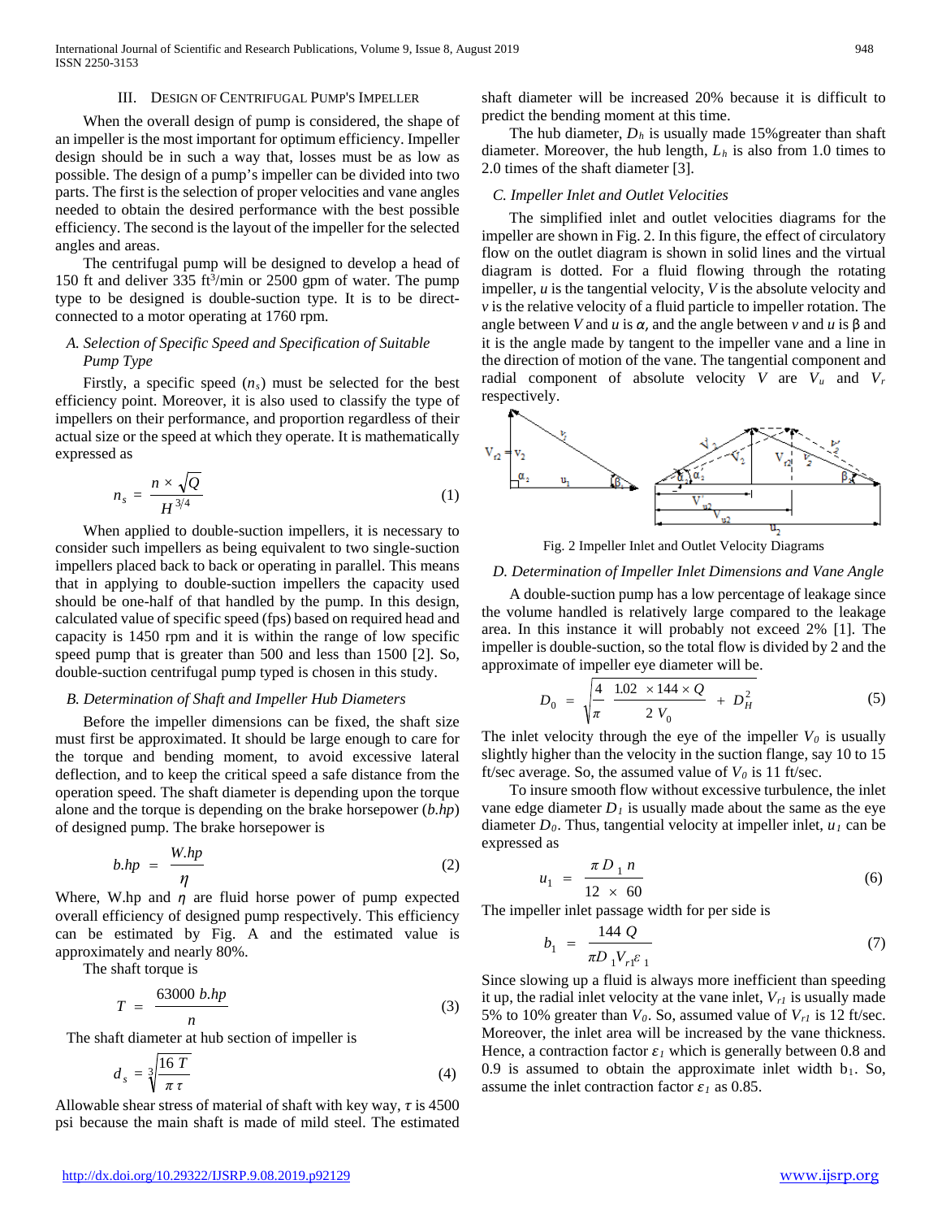## III. Design of Centrifugal Pump's Impeller

When the overall design of pump is considered, the shape of an impeller is the most important for optimum efficiency. Impeller design should be in such a way that, losses must be as low as possible. The design of a pump's impeller can be divided into two parts. The first is the selection of proper velocities and vane angles needed to obtain the desired performance with the best possible efficiency. The second is the layout of the impeller for the selected angles and areas.

The centrifugal pump will be designed to develop a head of 150 ft and deliver 335 $ft^3$/min or 2500 gpm of water. The pump type to be designed is double-suction type. It is to be direct-connected to a motor operating at 1760 rpm.

### A. Selection of Specific Speed and Specification of Suitable Pump Type

Firstly, a specific speed ($n_s$) must be selected for the best efficiency point. Moreover, it is also used to classify the type of impellers on their performance, and proportion regardless of their actual size or the speed at which they operate. It is mathematically expressed as

$$n_s = \frac{n \times \sqrt{Q}}{H^{3/4}} \tag{1}$$

When applied to double-suction impellers, it is necessary to consider such impellers as being equivalent to two single-suction impellers placed back to back or operating in parallel. This means that in applying to double-suction impellers the capacity used should be one-half of that handled by the pump. In this design, calculated value of specific speed (fps) based on required head and capacity is 1450 rpm and it is within the range of low specific speed pump that is greater than 500 and less than 1500 [2]. So, double-suction centrifugal pump typed is chosen in this study.

### B. Determination of Shaft and Impeller Hub Diameters

Before the impeller dimensions can be fixed, the shaft size must first be approximated. It should be large enough to care for the torque and bending moment, to avoid excessive lateral deflection, and to keep the critical speed a safe distance from the operation speed. The shaft diameter is depending upon the torque alone and the torque is depending on the brake horsepower (*b.hp*) of designed pump. The brake horsepower is

$$b.hp = \frac{W.hp}{\eta} \tag{2}$$

Where, W.hp and $\eta$ are fluid horse power of pump expected overall efficiency of designed pump respectively. This efficiency can be estimated by Fig. A and the estimated value is approximately and nearly 80%.

The shaft torque is

$$T = \frac{63000\, b.hp}{n} \tag{3}$$

The shaft diameter at hub section of impeller is

$$d_s = \sqrt[3]{\frac{16\, T}{\pi\, \tau}} \tag{4}$$

Allowable shear stress of material of shaft with key way, $\tau$ is 4500 psi because the main shaft is made of mild steel. The estimated shaft diameter will be increased 20% because it is difficult to predict the bending moment at this time.

The hub diameter, $D_h$ is usually made 15%greater than shaft diameter. Moreover, the hub length, $L_h$ is also from 1.0 times to 2.0 times of the shaft diameter [3].

### C. Impeller Inlet and Outlet Velocities

The simplified inlet and outlet velocities diagrams for the impeller are shown in Fig. 2. In this figure, the effect of circulatory flow on the outlet diagram is shown in solid lines and the virtual diagram is dotted. For a fluid flowing through the rotating impeller, *u* is the tangential velocity, *V* is the absolute velocity and *v* is the relative velocity of a fluid particle to impeller rotation. The angle between *V* and *u* is $\alpha$, and the angle between *v* and *u* is β and it is the angle made by tangent to the impeller vane and a line in the direction of motion of the vane. The tangential component and radial component of absolute velocity *V* are $V_u$ and $V_r$ respectively.

Fig. 2 Impeller Inlet and Outlet Velocity Diagrams

### D. Determination of Impeller Inlet Dimensions and Vane Angle

A double-suction pump has a low percentage of leakage since the volume handled is relatively large compared to the leakage area. In this instance it will probably not exceed 2% [1]. The impeller is double-suction, so the total flow is divided by 2 and the approximate of impeller eye diameter will be.

$$D_0 = \sqrt{\frac{4}{\pi}\,\frac{1.02 \times 144 \times Q}{2\, V_0} + D_H^2} \tag{5}$$

The inlet velocity through the eye of the impeller $V_0$ is usually slightly higher than the velocity in the suction flange, say 10 to 15 ft/sec average. So, the assumed value of $V_0$ is 11 ft/sec.

To insure smooth flow without excessive turbulence, the inlet vane edge diameter $D_1$ is usually made about the same as the eye diameter $D_0$. Thus, tangential velocity at impeller inlet, $u_1$ can be expressed as

$$u_1 = \frac{\pi D_1 n}{12 \times 60} \tag{6}$$

The impeller inlet passage width for per side is

$$b_1 = \frac{144\, Q}{\pi D_1 V_{r1} \varepsilon_1} \tag{7}$$

Since slowing up a fluid is always more inefficient than speeding it up, the radial inlet velocity at the vane inlet, $V_{r1}$ is usually made 5% to 10% greater than $V_0$. So, assumed value of $V_{r1}$ is 12 ft/sec. Moreover, the inlet area will be increased by the vane thickness. Hence, a contraction factor $\varepsilon_1$ which is generally between 0.8 and 0.9 is assumed to obtain the approximate inlet width $b_1$. So, assume the inlet contraction factor $\varepsilon_1$ as 0.85.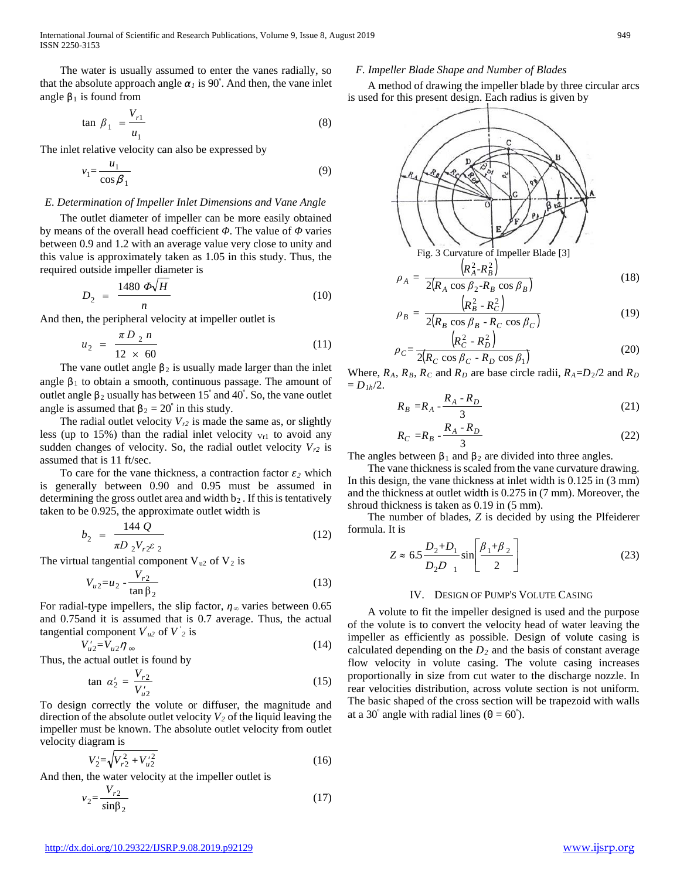The water is usually assumed to enter the vanes radially, so that the absolute approach angle $\alpha_1$ is 90°. And then, the vane inlet angle $\beta_1$ is found from

$$\tan \beta_1 = \frac{V_{r1}}{u_1} \tag{8}$$

The inlet relative velocity can also be expressed by

$$v_1 = \frac{u_1}{\cos \beta_1} \tag{9}$$

### E. Determination of Impeller Inlet Dimensions and Vane Angle

The outlet diameter of impeller can be more easily obtained by means of the overall head coefficient $\Phi$. The value of $\Phi$ varies between 0.9 and 1.2 with an average value very close to unity and this value is approximately taken as 1.05 in this study. Thus, the required outside impeller diameter is

$$D_2 = \frac{1480\,\Phi\sqrt{H}}{n} \tag{10}$$

And then, the peripheral velocity at impeller outlet is

$$u_2 = \frac{\pi D_2 n}{12 \times 60} \tag{11}$$

The vane outlet angle $\beta_2$ is usually made larger than the inlet angle $\beta_1$ to obtain a smooth, continuous passage. The amount of outlet angle $\beta_2$ usually has between 15° and 40°. So, the vane outlet angle is assumed that $\beta_2$ = 20° in this study.

The radial outlet velocity $V_{r2}$ is made the same as, or slightly less (up to 15%) than the radial inlet velocity $V_{r1}$ to avoid any sudden changes of velocity. So, the radial outlet velocity $V_{r2}$ is assumed that is 11 ft/sec.

To care for the vane thickness, a contraction factor $\varepsilon_2$ which is generally between 0.90 and 0.95 must be assumed in determining the gross outlet area and width $b_2$. If this is tentatively taken to be 0.925, the approximate outlet width is

$$b_2 = \frac{144\,Q}{\pi D_2 V_{r2} \varepsilon_2} \tag{12}$$

The virtual tangential component $V_{u2}$ of $V_2$ is

$$V_{u2} = u_2 - \frac{V_{r2}}{\tan \beta_2} \tag{13}$$

For radial-type impellers, the slip factor, $\eta_\infty$ varies between 0.65 and 0.75and it is assumed that is 0.7 average. Thus, the actual tangential component $V'_{u2}$ of $V'_2$ is

$$V'_{u2} = V_{u2}\eta_\infty \tag{14}$$

Thus, the actual outlet is found by

$$\tan \alpha'_2 = \frac{V_{r2}}{V'_{u2}} \tag{15}$$

To design correctly the volute or diffuser, the magnitude and direction of the absolute outlet velocity $V_2$ of the liquid leaving the impeller must be known. The absolute outlet velocity from outlet velocity diagram is

$$V'_2 = \sqrt{V_{r2}^2 + V'^2_{u2}} \tag{16}$$

And then, the water velocity at the impeller outlet is

$$v_2 = \frac{V_{r2}}{\sin \beta_2} \tag{17}$$

### F. Impeller Blade Shape and Number of Blades

A method of drawing the impeller blade by three circular arcs is used for this present design. Each radius is given by

Fig. 3 Curvature of Impeller Blade [3]

$$\rho_A = \frac{\left(R_A^2 - R_B^2\right)}{2\left(R_A \cos \beta_2 - R_B \cos \beta_B\right)} \tag{18}$$

$$\rho_B = \frac{\left(R_B^2 - R_C^2\right)}{2\left(R_B \cos \beta_B - R_C \cos \beta_C\right)} \tag{19}$$

$$\rho_C = \frac{\left(R_C^2 - R_D^2\right)}{2\left(R_C \cos \beta_C - R_D \cos \beta_1\right)} \tag{20}$$

Where, $R_A$, $R_B$, $R_C$ and $R_D$ are base circle radii, $R_A = D_2/2$ and $R_D = D_{1h}/2$.

$$R_B = R_A - \frac{R_A - R_D}{3} \tag{21}$$

$$R_C = R_B - \frac{R_A - R_D}{3} \tag{22}$$

The angles between $\beta_1$ and $\beta_2$ are divided into three angles.

The vane thickness is scaled from the vane curvature drawing. In this design, the vane thickness at inlet width is 0.125 in (3 mm) and the thickness at outlet width is 0.275 in (7 mm). Moreover, the shroud thickness is taken as 0.19 in (5 mm).

The number of blades, $Z$ is decided by using the Plfeiderer formula. It is

$$Z \approx 6.5 \frac{D_2 + D_1}{D_2 D_1} \sin\left[\frac{\beta_1 + \beta_2}{2}\right] \tag{23}$$

## IV. Design of Pump's Volute Casing

A volute to fit the impeller designed is used and the purpose of the volute is to convert the velocity head of water leaving the impeller as efficiently as possible. Design of volute casing is calculated depending on the $D_2$ and the basis of constant average flow velocity in volute casing. The volute casing increases proportionally in size from cut water to the discharge nozzle. In rear velocities distribution, across volute section is not uniform. The basic shaped of the cross section will be trapezoid with walls at a 30° angle with radial lines ($\theta$ = 60°).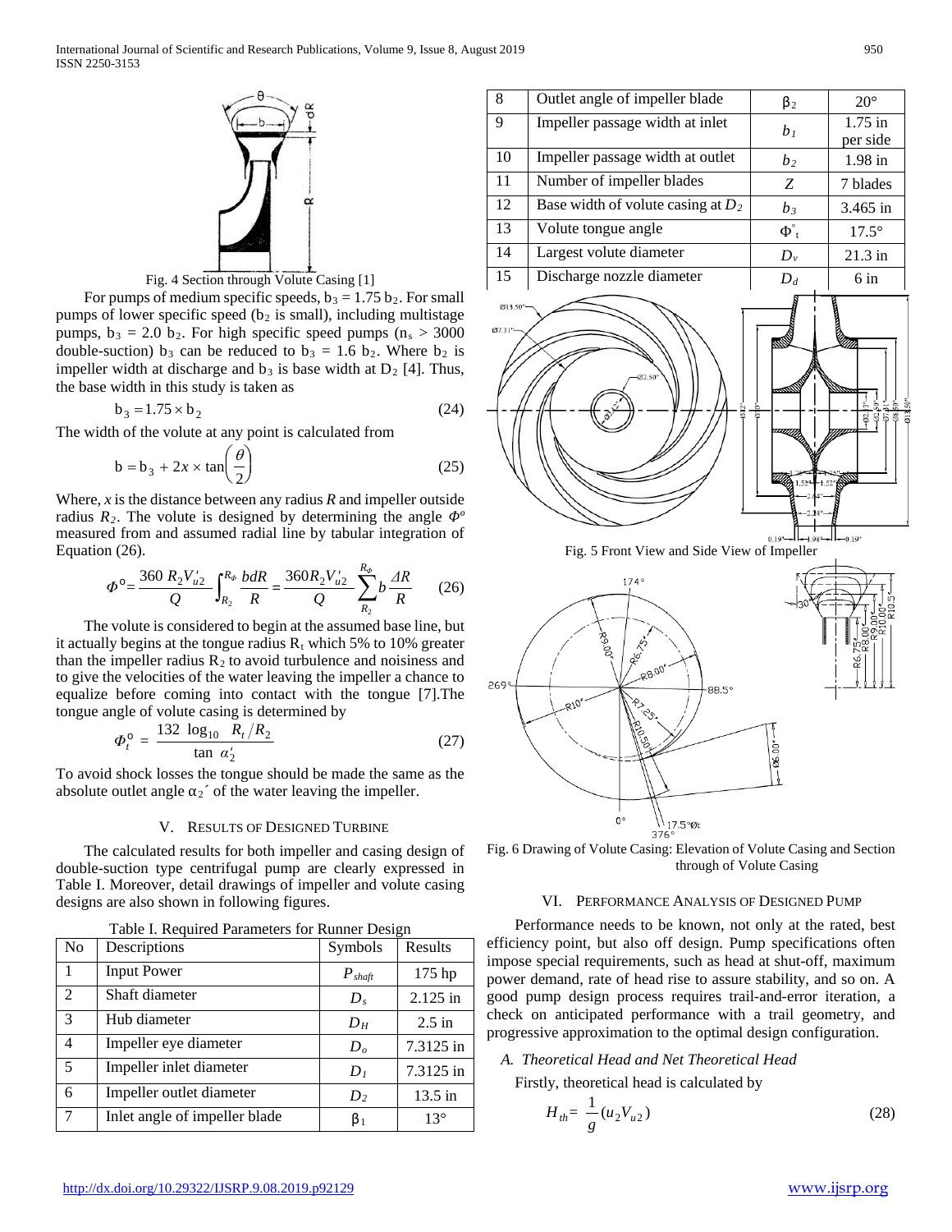Fig. 4 Section through Volute Casing [1]

For pumps of medium specific speeds, $b_3 = 1.75\ b_2$. For small pumps of lower specific speed ($b_2$ is small), including multistage pumps, $b_3 = 2.0\ b_2$. For high specific speed pumps ($n_s > 3000$ double-suction) $b_3$ can be reduced to $b_3 = 1.6\ b_2$. Where $b_2$ is impeller width at discharge and $b_3$ is base width at $D_2$ [4]. Thus, the base width in this study is taken as

$$b_3 = 1.75 \times b_2 \tag{24}$$

The width of the volute at any point is calculated from

$$b = b_3 + 2x \times \tan\left(\frac{\theta}{2}\right) \tag{25}$$

Where, $x$ is the distance between any radius $R$ and impeller outside radius $R_2$. The volute is designed by determining the angle $\Phi^o$ measured from and assumed radial line by tabular integration of Equation (26).

$$\Phi^o = \frac{360\ R_2 V_{u2}'}{Q}\int_{R_2}^{R_\Phi}\frac{bdR}{R} = \frac{360 R_2 V_{u2}'}{Q}\sum_{R_2}^{R_\Phi} b\frac{\Delta R}{R} \tag{26}$$

The volute is considered to begin at the assumed base line, but it actually begins at the tongue radius $R_t$ which 5% to 10% greater than the impeller radius $R_2$ to avoid turbulence and noisiness and to give the velocities of the water leaving the impeller a chance to equalize before coming into contact with the tongue [7].The tongue angle of volute casing is determined by

$$\Phi_t^o = \frac{132\ \log_{10}\ R_t/R_2}{\tan\ \alpha_2'} \tag{27}$$

To avoid shock losses the tongue should be made the same as the absolute outlet angle $\alpha_2'$ of the water leaving the impeller.

## V. Results of Designed Turbine

The calculated results for both impeller and casing design of double-suction type centrifugal pump are clearly expressed in Table I. Moreover, detail drawings of impeller and volute casing designs are also shown in following figures.

Table I. Required Parameters for Runner Design

| No | Descriptions | Symbols | Results |
|---|---|---|---|
| 1 | Input Power | $P_{shaft}$ | 175 hp |
| 2 | Shaft diameter | $D_s$ | 2.125 in |
| 3 | Hub diameter | $D_H$ | 2.5 in |
| 4 | Impeller eye diameter | $D_o$ | 7.3125 in |
| 5 | Impeller inlet diameter | $D_1$ | 7.3125 in |
| 6 | Impeller outlet diameter | $D_2$ | 13.5 in |
| 7 | Inlet angle of impeller blade | $\beta_1$ | 13° |
| 8 | Outlet angle of impeller blade | $\beta_2$ | 20° |
| 9 | Impeller passage width at inlet | $b_1$ | 1.75 in per side |
| 10 | Impeller passage width at outlet | $b_2$ | 1.98 in |
| 11 | Number of impeller blades | $Z$ | 7 blades |
| 12 | Base width of volute casing at $D_2$ | $b_3$ | 3.465 in |
| 13 | Volute tongue angle | $\Phi_t^\circ$ | 17.5° |
| 14 | Largest volute diameter | $D_v$ | 21.3 in |
| 15 | Discharge nozzle diameter | $D_d$ | 6 in |

Fig. 5 Front View and Side View of Impeller

Fig. 6 Drawing of Volute Casing: Elevation of Volute Casing and Section through of Volute Casing

## VI. Performance Analysis of Designed Pump

Performance needs to be known, not only at the rated, best efficiency point, but also off design. Pump specifications often impose special requirements, such as head at shut-off, maximum power demand, rate of head rise to assure stability, and so on. A good pump design process requires trail-and-error iteration, a check on anticipated performance with a trail geometry, and progressive approximation to the optimal design configuration.

### A. Theoretical Head and Net Theoretical Head

Firstly, theoretical head is calculated by

$$H_{th} = \frac{1}{g}(u_2 V_{u2}) \tag{28}$$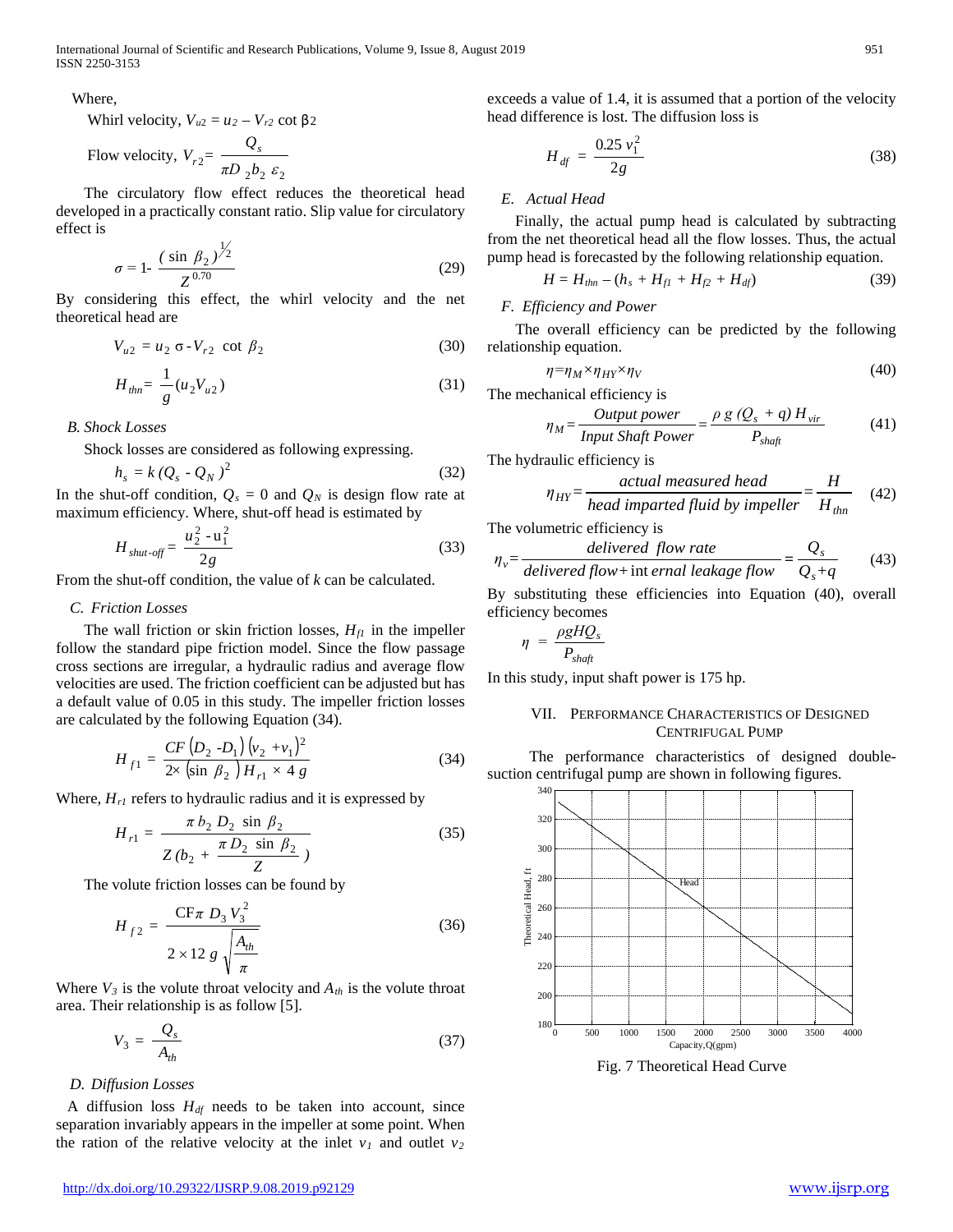Where,

Whirl velocity, $V_{u2} = u_2 - V_{r2} \cot \beta_2$

Flow velocity, $V_{r2} = \dfrac{Q_s}{\pi D_2 b_2 \varepsilon_2}$

The circulatory flow effect reduces the theoretical head developed in a practically constant ratio. Slip value for circulatory effect is

$$\sigma = 1 - \frac{(\sin \beta_2)^{1/2}}{Z^{0.70}} \tag{29}$$

By considering this effect, the whirl velocity and the net theoretical head are

$$V_{u2} = u_2 \sigma - V_{r2} \cot \beta_2 \tag{30}$$

$$H_{thn} = \frac{1}{g}(u_2 V_{u2}) \tag{31}$$

### B. Shock Losses

Shock losses are considered as following expressing.

$$h_s = k(Q_s - Q_N)^2 \tag{32}$$

In the shut-off condition, $Q_s = 0$ and $Q_N$ is design flow rate at maximum efficiency. Where, shut-off head is estimated by

$$H_{shut\text{-}off} = \frac{u_2^2 - u_1^2}{2g} \tag{33}$$

From the shut-off condition, the value of $k$ can be calculated.

### C. Friction Losses

The wall friction or skin friction losses, $H_{f1}$ in the impeller follow the standard pipe friction model. Since the flow passage cross sections are irregular, a hydraulic radius and average flow velocities are used. The friction coefficient can be adjusted but has a default value of 0.05 in this study. The impeller friction losses are calculated by the following Equation (34).

$$H_{f1} = \frac{CF(D_2 - D_1)(v_2 + v_1)^2}{2 \times (\sin \beta_2) H_{r1} \times 4g} \tag{34}$$

Where, $H_{r1}$ refers to hydraulic radius and it is expressed by

$$H_{r1} = \frac{\pi b_2 D_2 \sin \beta_2}{Z\left(b_2 + \dfrac{\pi D_2 \sin \beta_2}{Z}\right)} \tag{35}$$

The volute friction losses can be found by

$$H_{f2} = \frac{CF \pi D_3 V_3^2}{2 \times 12 g \sqrt{\dfrac{A_{th}}{\pi}}} \tag{36}$$

Where $V_3$ is the volute throat velocity and $A_{th}$ is the volute throat area. Their relationship is as follow [5].

$$V_3 = \frac{Q_s}{A_{th}} \tag{37}$$

### D. Diffusion Losses

A diffusion loss $H_{df}$ needs to be taken into account, since separation invariably appears in the impeller at some point. When the ration of the relative velocity at the inlet $v_1$ and outlet $v_2$ exceeds a value of 1.4, it is assumed that a portion of the velocity head difference is lost. The diffusion loss is

$$H_{df} = \frac{0.25 v_1^2}{2g} \tag{38}$$

### E. Actual Head

Finally, the actual pump head is calculated by subtracting from the net theoretical head all the flow losses. Thus, the actual pump head is forecasted by the following relationship equation.

$$H = H_{thn} - (h_s + H_{f1} + H_{f2} + H_{df}) \tag{39}$$

### F. Efficiency and Power

The overall efficiency can be predicted by the following relationship equation.

$$\eta = \eta_M \times \eta_{HY} \times \eta_V \tag{40}$$

The mechanical efficiency is

$$\eta_M = \frac{Output\ power}{Input\ Shaft\ Power} = \frac{\rho g (Q_s + q) H_{vir}}{P_{shaft}} \tag{41}$$

The hydraulic efficiency is

$$\eta_{HY} = \frac{actual\ measured\ head}{head\ imparted\ fluid\ by\ impeller} = \frac{H}{H_{thn}} \tag{42}$$

The volumetric efficiency is

$$\eta_V = \frac{delivered\ flow\ rate}{delivered\ flow + internal\ leakage\ flow} = \frac{Q_s}{Q_s + q} \tag{43}$$

By substituting these efficiencies into Equation (40), overall efficiency becomes

$$\eta = \frac{\rho g H Q_s}{P_{shaft}}$$

In this study, input shaft power is 175 hp.

## VII. Performance Characteristics of Designed Centrifugal Pump

The performance characteristics of designed double-suction centrifugal pump are shown in following figures.

Fig. 7 Theoretical Head Curve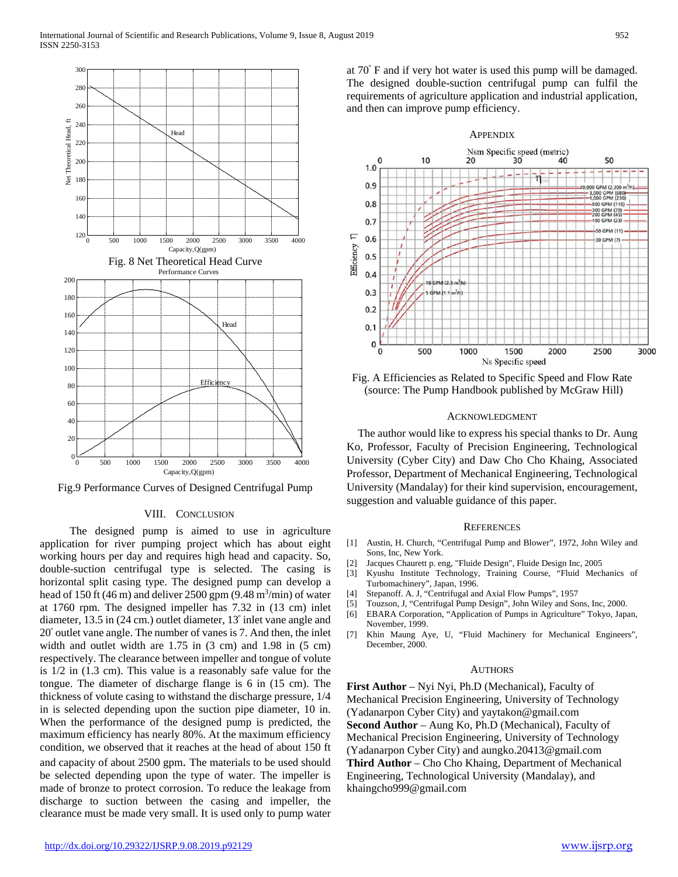Fig. 8 Net Theoretical Head Curve

Fig.9 Performance Curves of Designed Centrifugal Pump

## VIII. Conclusion

The designed pump is aimed to use in agriculture application for river pumping project which has about eight working hours per day and requires high head and capacity. So, double-suction centrifugal type is selected. The casing is horizontal split casing type. The designed pump can develop a head of 150 ft (46 m) and deliver 2500 gpm (9.48 $m^3$/min) of water at 1760 rpm. The designed impeller has 7.32 in (13 cm) inlet diameter, 13.5 in (24 cm.) outlet diameter, 13° inlet vane angle and 20° outlet vane angle. The number of vanes is 7. And then, the inlet width and outlet width are 1.75 in (3 cm) and 1.98 in (5 cm) respectively. The clearance between impeller and tongue of volute is 1/2 in (1.3 cm). This value is a reasonably safe value for the tongue. The diameter of discharge flange is 6 in (15 cm). The thickness of volute casing to withstand the discharge pressure, 1/4 in is selected depending upon the suction pipe diameter, 10 in. When the performance of the designed pump is predicted, the maximum efficiency has nearly 80%. At the maximum efficiency condition, we observed that it reaches at the head of about 150 ft and capacity of about 2500 gpm. The materials to be used should be selected depending upon the type of water. The impeller is made of bronze to protect corrosion. To reduce the leakage from discharge to suction between the casing and impeller, the clearance must be made very small. It is used only to pump water at 70° F and if very hot water is used this pump will be damaged. The designed double-suction centrifugal pump can fulfil the requirements of agriculture application and industrial application, and then can improve pump efficiency.

## Appendix

Fig. A Efficiencies as Related to Specific Speed and Flow Rate (source: The Pump Handbook published by McGraw Hill)

## Acknowledgment

The author would like to express his special thanks to Dr. Aung Ko, Professor, Faculty of Precision Engineering, Technological University (Cyber City) and Daw Cho Cho Khaing, Associated Professor, Department of Mechanical Engineering, Technological University (Mandalay) for their kind supervision, encouragement, suggestion and valuable guidance of this paper.

## References

[1] Austin, H. Church, "Centrifugal Pump and Blower", 1972, John Wiley and Sons, Inc, New York.

[2] Jacques Chaurett p. eng, "Fluide Design", Fluide Design Inc, 2005

[3] Kyushu Institute Technology, Training Course, "Fluid Mechanics of Turbomachinery", Japan, 1996.

[4] Stepanoff. A. J, "Centrifugal and Axial Flow Pumps", 1957

[5] Touzson, J, "Centrifugal Pump Design", John Wiley and Sons, Inc, 2000.

[6] EBARA Corporation, "Application of Pumps in Agriculture" Tokyo, Japan, November, 1999.

[7] Khin Maung Aye, U, "Fluid Machinery for Mechanical Engineers", December, 2000.

## Authors

**First Author** – Nyi Nyi, Ph.D (Mechanical), Faculty of Mechanical Precision Engineering, University of Technology (Yadanarpon Cyber City) and yaytakon@gmail.com

**Second Author** – Aung Ko, Ph.D (Mechanical), Faculty of Mechanical Precision Engineering, University of Technology (Yadanarpon Cyber City) and aungko.20413@gmail.com

**Third Author** – Cho Cho Khaing, Department of Mechanical Engineering, Technological University (Mandalay), and khaingcho999@gmail.com